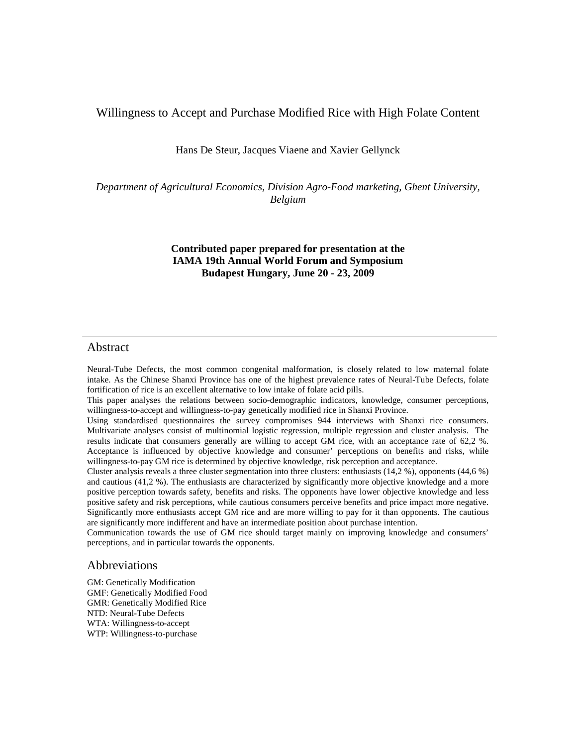# Willingness to Accept and Purchase Modified Rice with High Folate Content

Hans De Steur, Jacques Viaene and Xavier Gellynck

*Department of Agricultural Economics, Division Agro-Food marketing, Ghent University, Belgium*

**Contributed paper prepared for presentation at the IAMA 19th Annual World Forum and Symposium Budapest Hungary, June 20 - 23, 2009**

## Abstract

Neural-Tube Defects, the most common congenital malformation, is closely related to low maternal folate intake. As the Chinese Shanxi Province has one of the highest prevalence rates of Neural-Tube Defects, folate fortification of rice is an excellent alternative to low intake of folate acid pills.

This paper analyses the relations between socio-demographic indicators, knowledge, consumer perceptions, willingness-to-accept and willingness-to-pay genetically modified rice in Shanxi Province.

Using standardised questionnaires the survey compromises 944 interviews with Shanxi rice consumers. Multivariate analyses consist of multinomial logistic regression, multiple regression and cluster analysis. The results indicate that consumers generally are willing to accept GM rice, with an acceptance rate of 62,2 %. Acceptance is influenced by objective knowledge and consumer' perceptions on benefits and risks, while willingness-to-pay GM rice is determined by objective knowledge, risk perception and acceptance.

Cluster analysis reveals a three cluster segmentation into three clusters: enthusiasts (14,2 %), opponents (44,6 %) and cautious (41,2 %). The enthusiasts are characterized by significantly more objective knowledge and a more positive perception towards safety, benefits and risks. The opponents have lower objective knowledge and less positive safety and risk perceptions, while cautious consumers perceive benefits and price impact more negative. Significantly more enthusiasts accept GM rice and are more willing to pay for it than opponents. The cautious are significantly more indifferent and have an intermediate position about purchase intention.

Communication towards the use of GM rice should target mainly on improving knowledge and consumers' perceptions, and in particular towards the opponents.

## Abbreviations

GM: Genetically Modification
GMF: Genetically Modified Food
GMR: Genetically Modified Rice
NTD: Neural-Tube Defects
WTA: Willingness-to-accept
WTP: Willingness-to-purchase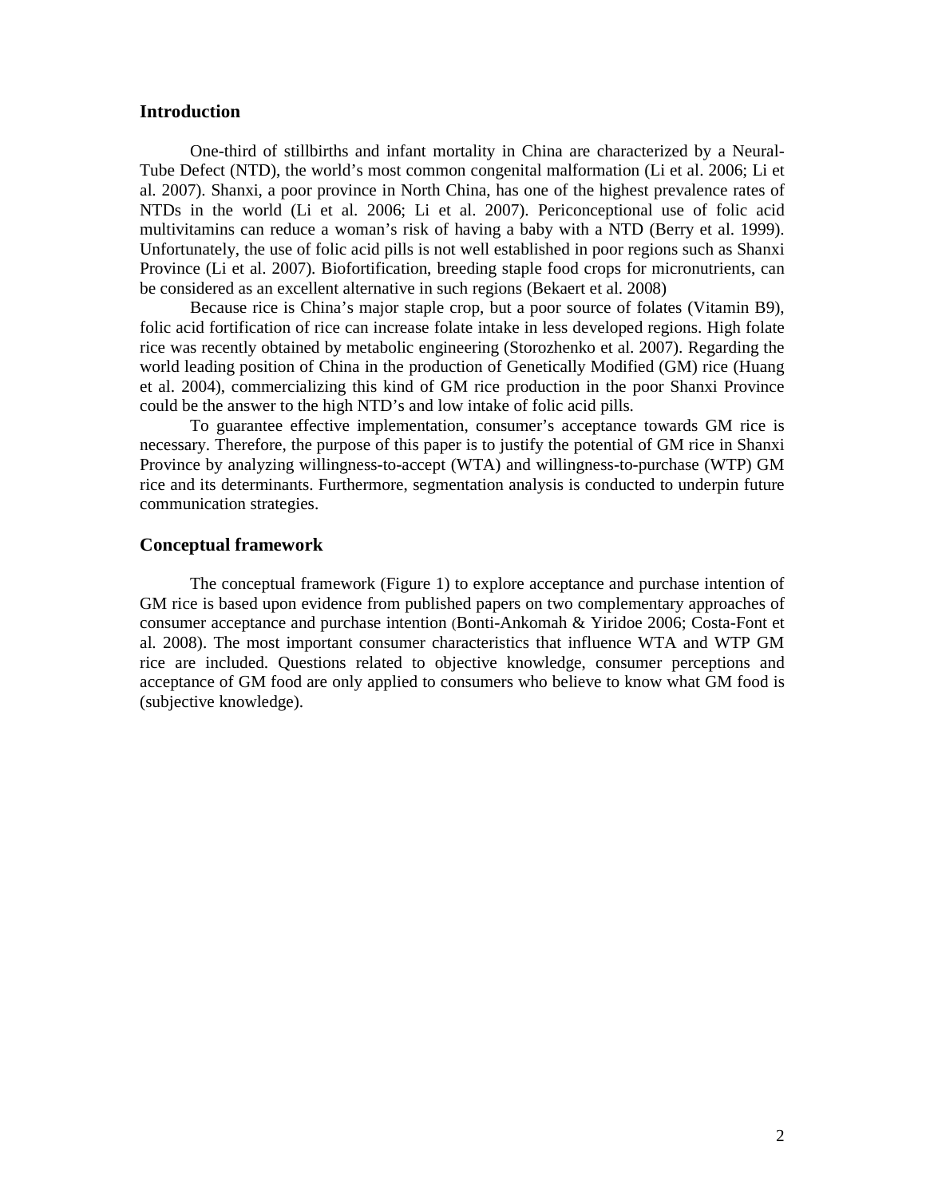## Introduction

One-third of stillbirths and infant mortality in China are characterized by a Neural-Tube Defect (NTD), the world's most common congenital malformation (Li et al. 2006; Li et al. 2007). Shanxi, a poor province in North China, has one of the highest prevalence rates of NTDs in the world (Li et al. 2006; Li et al. 2007). Periconceptional use of folic acid multivitamins can reduce a woman's risk of having a baby with a NTD (Berry et al. 1999). Unfortunately, the use of folic acid pills is not well established in poor regions such as Shanxi Province (Li et al. 2007). Biofortification, breeding staple food crops for micronutrients, can be considered as an excellent alternative in such regions (Bekaert et al. 2008)

Because rice is China's major staple crop, but a poor source of folates (Vitamin B9), folic acid fortification of rice can increase folate intake in less developed regions. High folate rice was recently obtained by metabolic engineering (Storozhenko et al. 2007). Regarding the world leading position of China in the production of Genetically Modified (GM) rice (Huang et al. 2004), commercializing this kind of GM rice production in the poor Shanxi Province could be the answer to the high NTD's and low intake of folic acid pills.

To guarantee effective implementation, consumer's acceptance towards GM rice is necessary. Therefore, the purpose of this paper is to justify the potential of GM rice in Shanxi Province by analyzing willingness-to-accept (WTA) and willingness-to-purchase (WTP) GM rice and its determinants. Furthermore, segmentation analysis is conducted to underpin future communication strategies.

## Conceptual framework

The conceptual framework (Figure 1) to explore acceptance and purchase intention of GM rice is based upon evidence from published papers on two complementary approaches of consumer acceptance and purchase intention (Bonti-Ankomah & Yiridoe 2006; Costa-Font et al. 2008). The most important consumer characteristics that influence WTA and WTP GM rice are included. Questions related to objective knowledge, consumer perceptions and acceptance of GM food are only applied to consumers who believe to know what GM food is (subjective knowledge).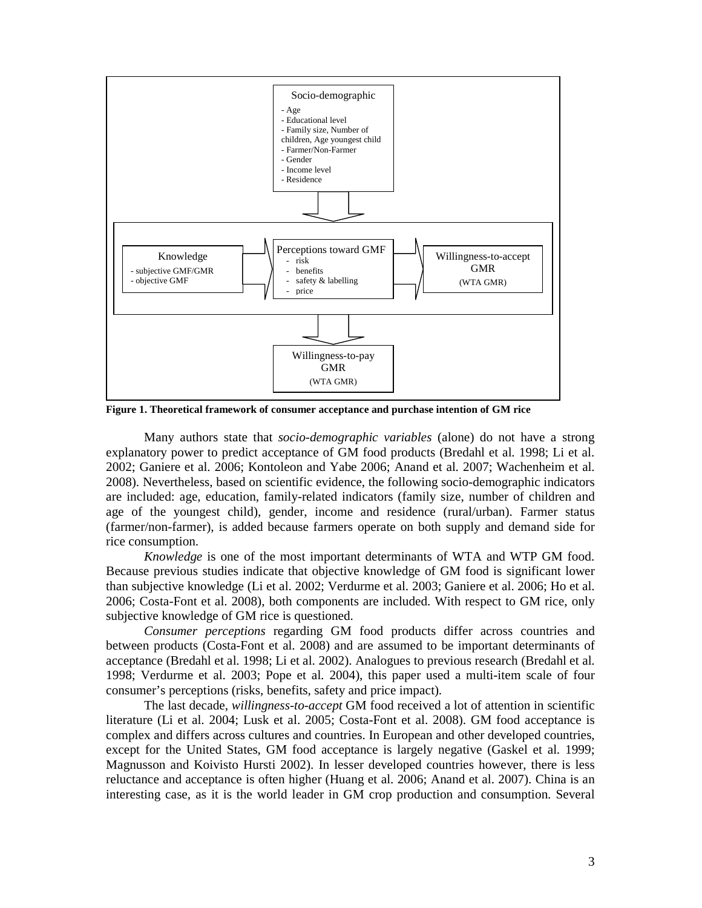Socio-demographic
- Age
- Educational level
- Family size, Number of children, Age youngest child
- Farmer/Non-Farmer
- Gender
- Income level
- Residence

Knowledge
- subjective GMF/GMR
- objective GMF

Perceptions toward GMF
- risk
- benefits
- safety & labelling
- price

Willingness-to-accept GMR
(WTA GMR)

Willingness-to-pay GMR
(WTA GMR)

**Figure 1. Theoretical framework of consumer acceptance and purchase intention of GM rice**

Many authors state that *socio-demographic variables* (alone) do not have a strong explanatory power to predict acceptance of GM food products (Bredahl et al. 1998; Li et al. 2002; Ganiere et al. 2006; Kontoleon and Yabe 2006; Anand et al. 2007; Wachenheim et al. 2008). Nevertheless, based on scientific evidence, the following socio-demographic indicators are included: age, education, family-related indicators (family size, number of children and age of the youngest child), gender, income and residence (rural/urban). Farmer status (farmer/non-farmer), is added because farmers operate on both supply and demand side for rice consumption.

*Knowledge* is one of the most important determinants of WTA and WTP GM food. Because previous studies indicate that objective knowledge of GM food is significant lower than subjective knowledge (Li et al. 2002; Verdurme et al. 2003; Ganiere et al. 2006; Ho et al. 2006; Costa-Font et al. 2008), both components are included. With respect to GM rice, only subjective knowledge of GM rice is questioned.

*Consumer perceptions* regarding GM food products differ across countries and between products (Costa-Font et al. 2008) and are assumed to be important determinants of acceptance (Bredahl et al. 1998; Li et al. 2002). Analogues to previous research (Bredahl et al. 1998; Verdurme et al. 2003; Pope et al. 2004), this paper used a multi-item scale of four consumer's perceptions (risks, benefits, safety and price impact).

The last decade, *willingness-to-accept* GM food received a lot of attention in scientific literature (Li et al. 2004; Lusk et al. 2005; Costa-Font et al. 2008). GM food acceptance is complex and differs across cultures and countries. In European and other developed countries, except for the United States, GM food acceptance is largely negative (Gaskel et al. 1999; Magnusson and Koivisto Hursti 2002). In lesser developed countries however, there is less reluctance and acceptance is often higher (Huang et al. 2006; Anand et al. 2007). China is an interesting case, as it is the world leader in GM crop production and consumption. Several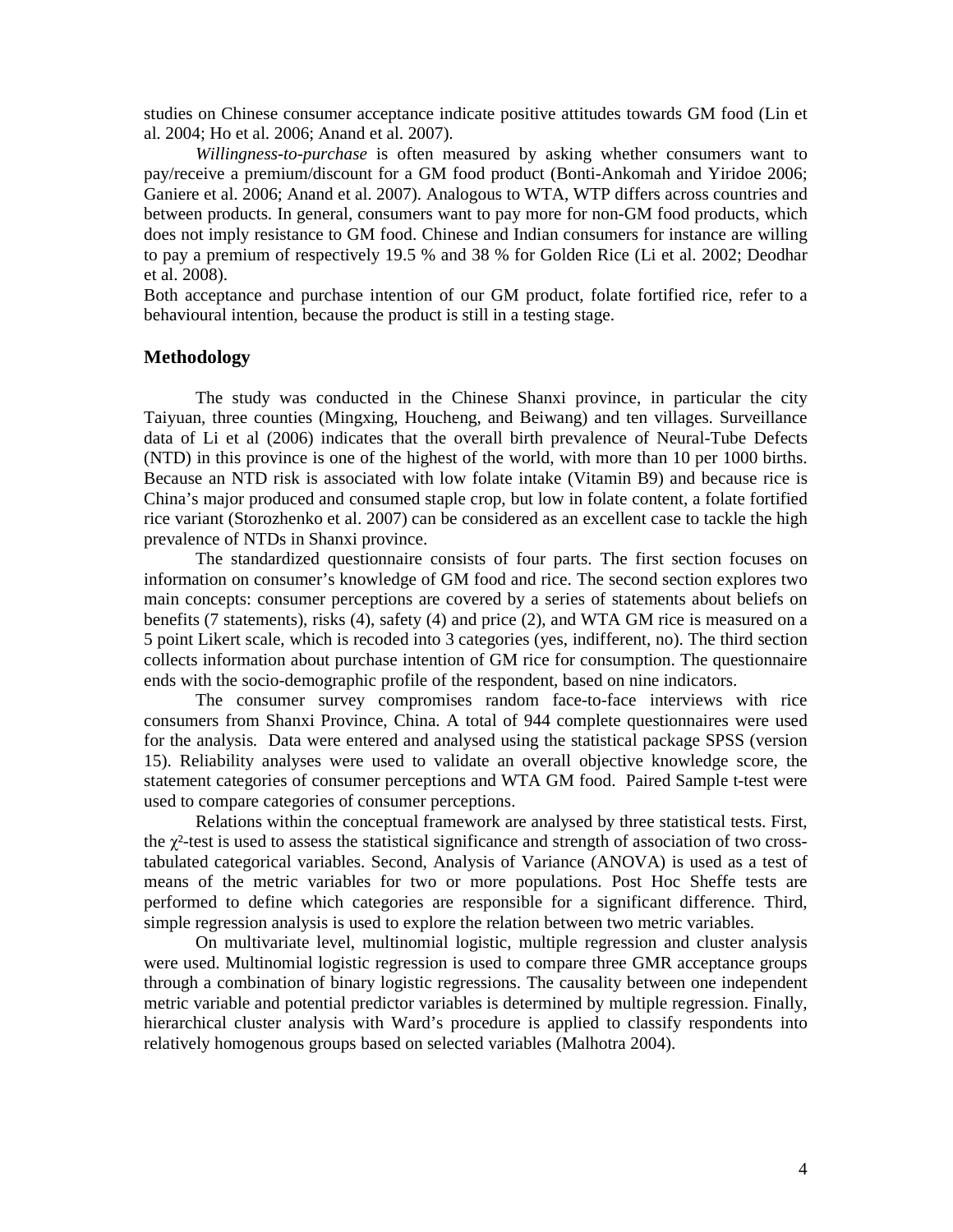studies on Chinese consumer acceptance indicate positive attitudes towards GM food (Lin et al. 2004; Ho et al. 2006; Anand et al. 2007).

*Willingness-to-purchase* is often measured by asking whether consumers want to pay/receive a premium/discount for a GM food product (Bonti-Ankomah and Yiridoe 2006; Ganiere et al. 2006; Anand et al. 2007). Analogous to WTA, WTP differs across countries and between products. In general, consumers want to pay more for non-GM food products, which does not imply resistance to GM food. Chinese and Indian consumers for instance are willing to pay a premium of respectively 19.5 % and 38 % for Golden Rice (Li et al. 2002; Deodhar et al. 2008).

Both acceptance and purchase intention of our GM product, folate fortified rice, refer to a behavioural intention, because the product is still in a testing stage.

## Methodology

The study was conducted in the Chinese Shanxi province, in particular the city Taiyuan, three counties (Mingxing, Houcheng, and Beiwang) and ten villages. Surveillance data of Li et al (2006) indicates that the overall birth prevalence of Neural-Tube Defects (NTD) in this province is one of the highest of the world, with more than 10 per 1000 births. Because an NTD risk is associated with low folate intake (Vitamin B9) and because rice is China's major produced and consumed staple crop, but low in folate content, a folate fortified rice variant (Storozhenko et al. 2007) can be considered as an excellent case to tackle the high prevalence of NTDs in Shanxi province.

The standardized questionnaire consists of four parts. The first section focuses on information on consumer's knowledge of GM food and rice. The second section explores two main concepts: consumer perceptions are covered by a series of statements about beliefs on benefits (7 statements), risks (4), safety (4) and price (2), and WTA GM rice is measured on a 5 point Likert scale, which is recoded into 3 categories (yes, indifferent, no). The third section collects information about purchase intention of GM rice for consumption. The questionnaire ends with the socio-demographic profile of the respondent, based on nine indicators.

The consumer survey compromises random face-to-face interviews with rice consumers from Shanxi Province, China. A total of 944 complete questionnaires were used for the analysis. Data were entered and analysed using the statistical package SPSS (version 15). Reliability analyses were used to validate an overall objective knowledge score, the statement categories of consumer perceptions and WTA GM food. Paired Sample t-test were used to compare categories of consumer perceptions.

Relations within the conceptual framework are analysed by three statistical tests. First, the $\chi^2$-test is used to assess the statistical significance and strength of association of two cross-tabulated categorical variables. Second, Analysis of Variance (ANOVA) is used as a test of means of the metric variables for two or more populations. Post Hoc Sheffe tests are performed to define which categories are responsible for a significant difference. Third, simple regression analysis is used to explore the relation between two metric variables.

On multivariate level, multinomial logistic, multiple regression and cluster analysis were used. Multinomial logistic regression is used to compare three GMR acceptance groups through a combination of binary logistic regressions. The causality between one independent metric variable and potential predictor variables is determined by multiple regression. Finally, hierarchical cluster analysis with Ward's procedure is applied to classify respondents into relatively homogenous groups based on selected variables (Malhotra 2004).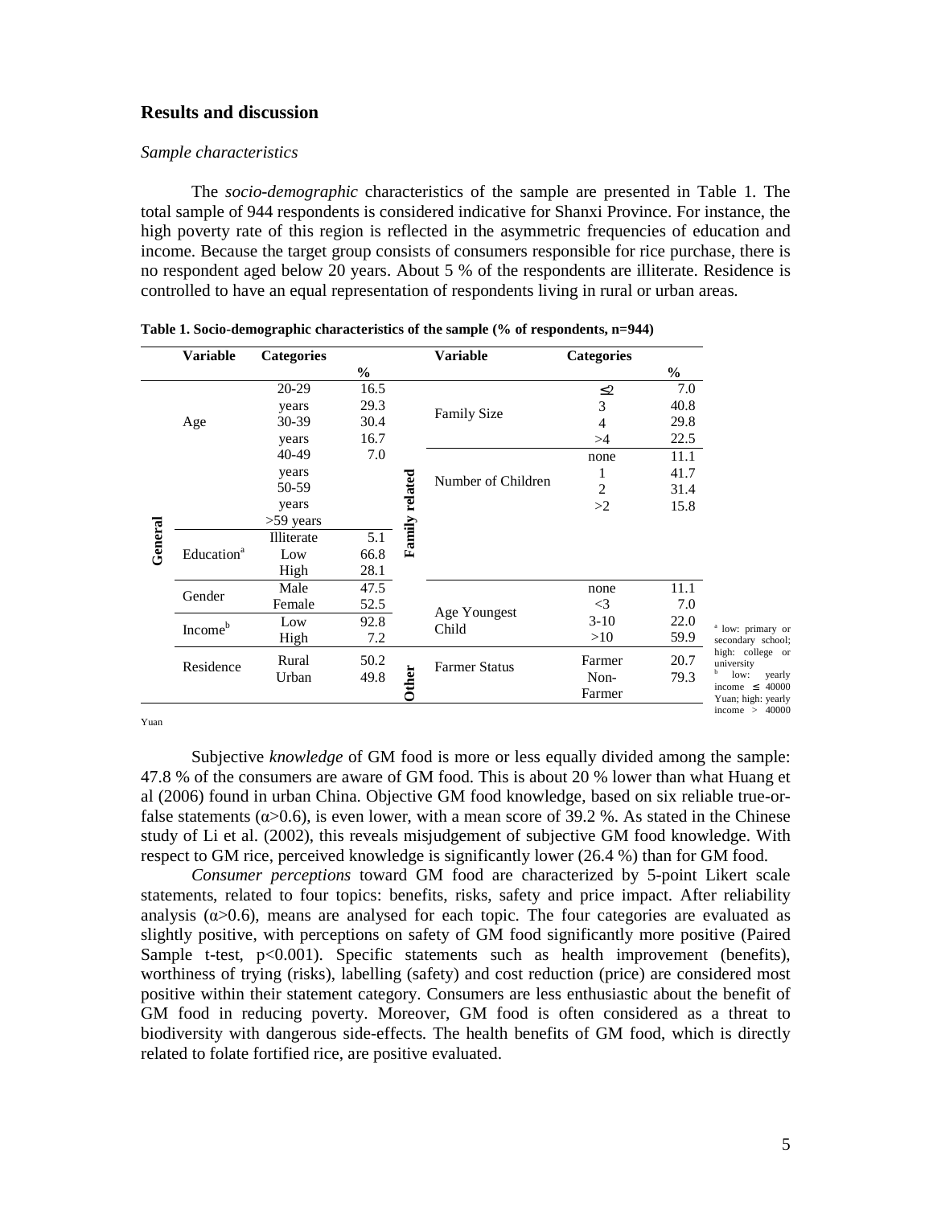## Results and discussion

### *Sample characteristics*

The *socio-demographic* characteristics of the sample are presented in Table 1. The total sample of 944 respondents is considered indicative for Shanxi Province. For instance, the high poverty rate of this region is reflected in the asymmetric frequencies of education and income. Because the target group consists of consumers responsible for rice purchase, there is no respondent aged below 20 years. About 5 % of the respondents are illiterate. Residence is controlled to have an equal representation of respondents living in rural or urban areas.

**Table 1. Socio-demographic characteristics of the sample (% of respondents, n=944)**

| | Variable | Categories | % | | Variable | Categories | % |
|---|---|---|---|---|---|---|---|
| General | Age | 20-29 years | 16.5 | Family related | Family Size | ≤2 | 7.0 |
| | | 30-39 years | 29.3 | | | 3 | 40.8 |
| | | 40-49 years | 30.4 | | | 4 | 29.8 |
| | | 50-59 years | 16.7 | | | >4 | 22.5 |
| | | >59 years | 7.0 | | Number of Children | none | 11.1 |
| | Education[a] | Illiterate | 5.1 | | | 1 | 41.7 |
| | | Low | 66.8 | | | 2 | 31.4 |
| | | High | 28.1 | | | >2 | 15.8 |
| | Gender | Male | 47.5 | | Age Youngest Child | none | 11.1 |
| | | Female | 52.5 | | | <3 | 7.0 |
| | Income[b] | Low | 92.8 | | | 3-10 | 22.0 |
| | | High | 7.2 | | | >10 | 59.9 |
| | Residence | Rural | 50.2 | Other | Farmer Status | Farmer | 20.7 |
| | | Urban | 49.8 | | | Non-Farmer | 79.3 |

[a] low: primary or secondary school; high: college or university
[b] low: yearly income ≤ 40000 Yuan; high: yearly income > 40000 Yuan

Subjective *knowledge* of GM food is more or less equally divided among the sample: 47.8 % of the consumers are aware of GM food. This is about 20 % lower than what Huang et al (2006) found in urban China. Objective GM food knowledge, based on six reliable true-or-false statements ($\alpha>0.6$), is even lower, with a mean score of 39.2 %. As stated in the Chinese study of Li et al. (2002), this reveals misjudgement of subjective GM food knowledge. With respect to GM rice, perceived knowledge is significantly lower (26.4 %) than for GM food.

*Consumer perceptions* toward GM food are characterized by 5-point Likert scale statements, related to four topics: benefits, risks, safety and price impact. After reliability analysis ($\alpha>0.6$), means are analysed for each topic. The four categories are evaluated as slightly positive, with perceptions on safety of GM food significantly more positive (Paired Sample t-test, $p<0.001$). Specific statements such as health improvement (benefits), worthiness of trying (risks), labelling (safety) and cost reduction (price) are considered most positive within their statement category. Consumers are less enthusiastic about the benefit of GM food in reducing poverty. Moreover, GM food is often considered as a threat to biodiversity with dangerous side-effects. The health benefits of GM food, which is directly related to folate fortified rice, are positive evaluated.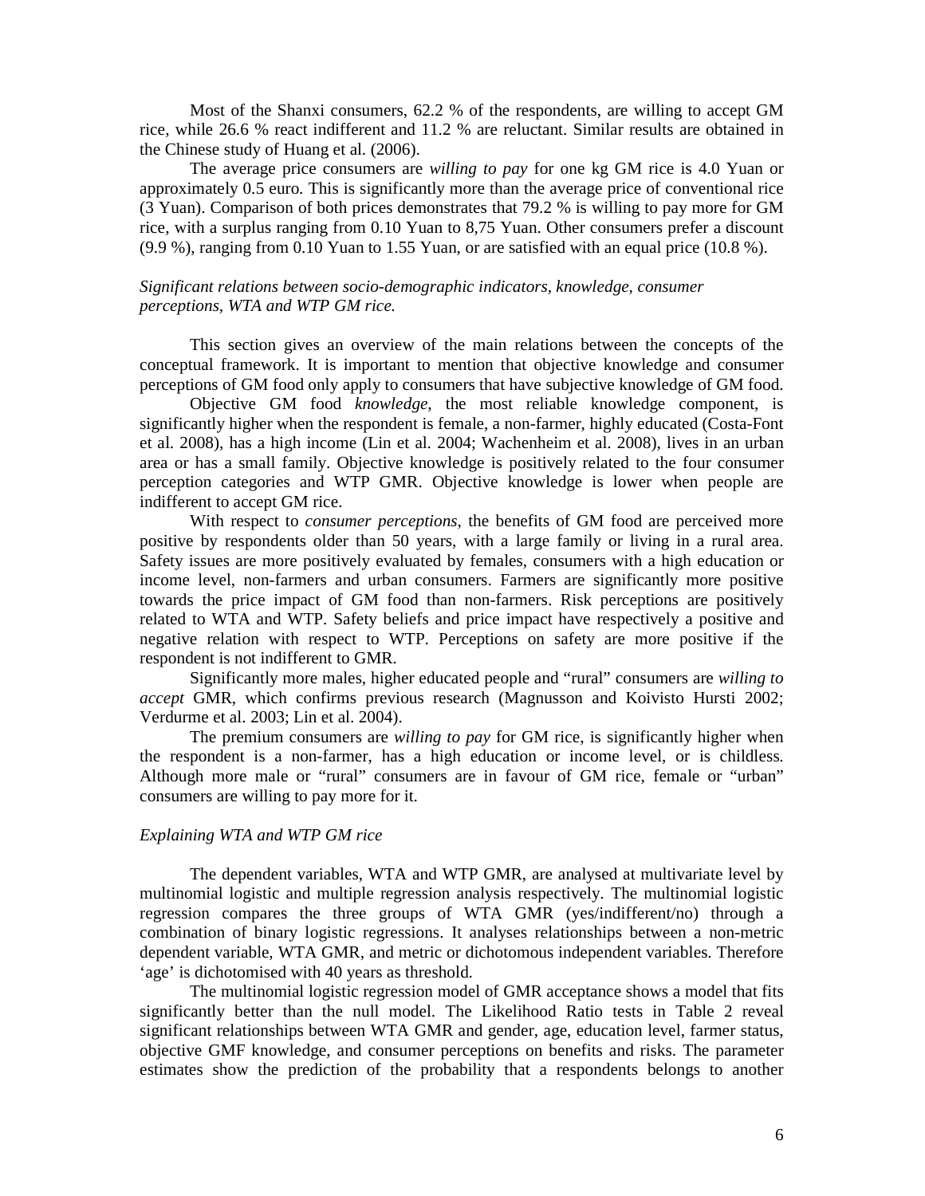Most of the Shanxi consumers, 62.2 % of the respondents, are willing to accept GM rice, while 26.6 % react indifferent and 11.2 % are reluctant. Similar results are obtained in the Chinese study of Huang et al. (2006).

The average price consumers are *willing to pay* for one kg GM rice is 4.0 Yuan or approximately 0.5 euro. This is significantly more than the average price of conventional rice (3 Yuan). Comparison of both prices demonstrates that 79.2 % is willing to pay more for GM rice, with a surplus ranging from 0.10 Yuan to 8,75 Yuan. Other consumers prefer a discount (9.9 %), ranging from 0.10 Yuan to 1.55 Yuan, or are satisfied with an equal price (10.8 %).

*Significant relations between socio-demographic indicators, knowledge, consumer perceptions, WTA and WTP GM rice.*

This section gives an overview of the main relations between the concepts of the conceptual framework. It is important to mention that objective knowledge and consumer perceptions of GM food only apply to consumers that have subjective knowledge of GM food.

Objective GM food *knowledge*, the most reliable knowledge component, is significantly higher when the respondent is female, a non-farmer, highly educated (Costa-Font et al. 2008), has a high income (Lin et al. 2004; Wachenheim et al. 2008), lives in an urban area or has a small family. Objective knowledge is positively related to the four consumer perception categories and WTP GMR. Objective knowledge is lower when people are indifferent to accept GM rice.

With respect to *consumer perceptions*, the benefits of GM food are perceived more positive by respondents older than 50 years, with a large family or living in a rural area. Safety issues are more positively evaluated by females, consumers with a high education or income level, non-farmers and urban consumers. Farmers are significantly more positive towards the price impact of GM food than non-farmers. Risk perceptions are positively related to WTA and WTP. Safety beliefs and price impact have respectively a positive and negative relation with respect to WTP. Perceptions on safety are more positive if the respondent is not indifferent to GMR.

Significantly more males, higher educated people and "rural" consumers are *willing to accept* GMR, which confirms previous research (Magnusson and Koivisto Hursti 2002; Verdurme et al. 2003; Lin et al. 2004).

The premium consumers are *willing to pay* for GM rice, is significantly higher when the respondent is a non-farmer, has a high education or income level, or is childless. Although more male or "rural" consumers are in favour of GM rice, female or "urban" consumers are willing to pay more for it.

*Explaining WTA and WTP GM rice*

The dependent variables, WTA and WTP GMR, are analysed at multivariate level by multinomial logistic and multiple regression analysis respectively. The multinomial logistic regression compares the three groups of WTA GMR (yes/indifferent/no) through a combination of binary logistic regressions. It analyses relationships between a non-metric dependent variable, WTA GMR, and metric or dichotomous independent variables. Therefore 'age' is dichotomised with 40 years as threshold.

The multinomial logistic regression model of GMR acceptance shows a model that fits significantly better than the null model. The Likelihood Ratio tests in Table 2 reveal significant relationships between WTA GMR and gender, age, education level, farmer status, objective GMF knowledge, and consumer perceptions on benefits and risks. The parameter estimates show the prediction of the probability that a respondents belongs to another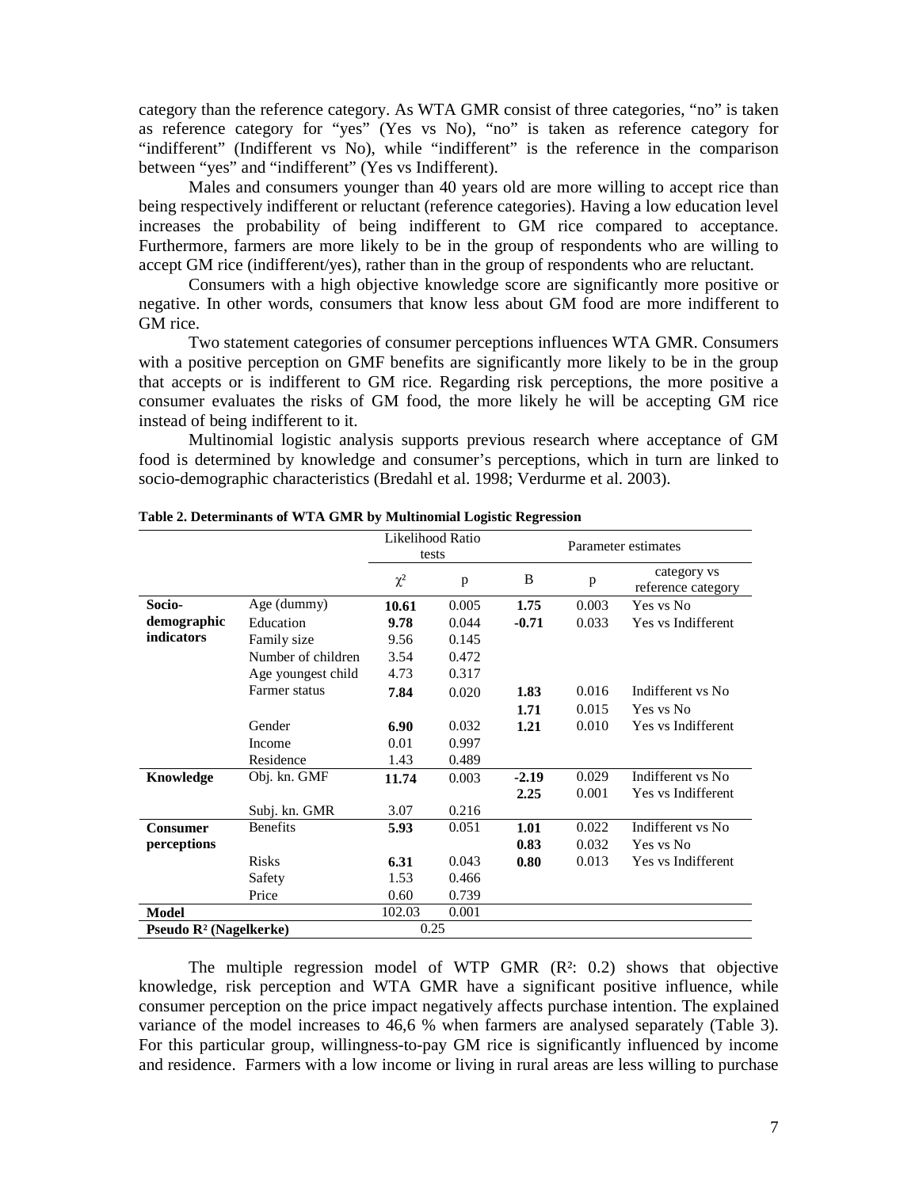category than the reference category. As WTA GMR consist of three categories, "no" is taken as reference category for "yes" (Yes vs No), "no" is taken as reference category for "indifferent" (Indifferent vs No), while "indifferent" is the reference in the comparison between "yes" and "indifferent" (Yes vs Indifferent).

Males and consumers younger than 40 years old are more willing to accept rice than being respectively indifferent or reluctant (reference categories). Having a low education level increases the probability of being indifferent to GM rice compared to acceptance. Furthermore, farmers are more likely to be in the group of respondents who are willing to accept GM rice (indifferent/yes), rather than in the group of respondents who are reluctant.

Consumers with a high objective knowledge score are significantly more positive or negative. In other words, consumers that know less about GM food are more indifferent to GM rice.

Two statement categories of consumer perceptions influences WTA GMR. Consumers with a positive perception on GMF benefits are significantly more likely to be in the group that accepts or is indifferent to GM rice. Regarding risk perceptions, the more positive a consumer evaluates the risks of GM food, the more likely he will be accepting GM rice instead of being indifferent to it.

Multinomial logistic analysis supports previous research where acceptance of GM food is determined by knowledge and consumer's perceptions, which in turn are linked to socio-demographic characteristics (Bredahl et al. 1998; Verdurme et al. 2003).

**Table 2. Determinants of WTA GMR by Multinomial Logistic Regression**

| | | Likelihood Ratio tests | | Parameter estimates | | |
|---|---|---|---|---|---|---|
| | | $\chi^2$ | p | B | p | category vs reference category |
| **Socio-demographic indicators** | Age (dummy) | **10.61** | 0.005 | **1.75** | 0.003 | Yes vs No |
| | Education | **9.78** | 0.044 | **-0.71** | 0.033 | Yes vs Indifferent |
| | Family size | 9.56 | 0.145 | | | |
| | Number of children | 3.54 | 0.472 | | | |
| | Age youngest child | 4.73 | 0.317 | | | |
| | Farmer status | **7.84** | 0.020 | **1.83** | 0.016 | Indifferent vs No |
| | | | | **1.71** | 0.015 | Yes vs No |
| | Gender | **6.90** | 0.032 | **1.21** | 0.010 | Yes vs Indifferent |
| | Income | 0.01 | 0.997 | | | |
| | Residence | 1.43 | 0.489 | | | |
| **Knowledge** | Obj. kn. GMF | **11.74** | 0.003 | **-2.19** | 0.029 | Indifferent vs No |
| | | | | **2.25** | 0.001 | Yes vs Indifferent |
| | Subj. kn. GMR | 3.07 | 0.216 | | | |
| **Consumer perceptions** | Benefits | **5.93** | 0.051 | **1.01** | 0.022 | Indifferent vs No |
| | | | | **0.83** | 0.032 | Yes vs No |
| | Risks | **6.31** | 0.043 | **0.80** | 0.013 | Yes vs Indifferent |
| | Safety | 1.53 | 0.466 | | | |
| | Price | 0.60 | 0.739 | | | |
| **Model** | | 102.03 | 0.001 | | | |
| **Pseudo $R^2$ (Nagelkerke)** | | 0.25 | | | | |

The multiple regression model of WTP GMR ($R^2$: 0.2) shows that objective knowledge, risk perception and WTA GMR have a significant positive influence, while consumer perception on the price impact negatively affects purchase intention. The explained variance of the model increases to 46,6 % when farmers are analysed separately (Table 3). For this particular group, willingness-to-pay GM rice is significantly influenced by income and residence. Farmers with a low income or living in rural areas are less willing to purchase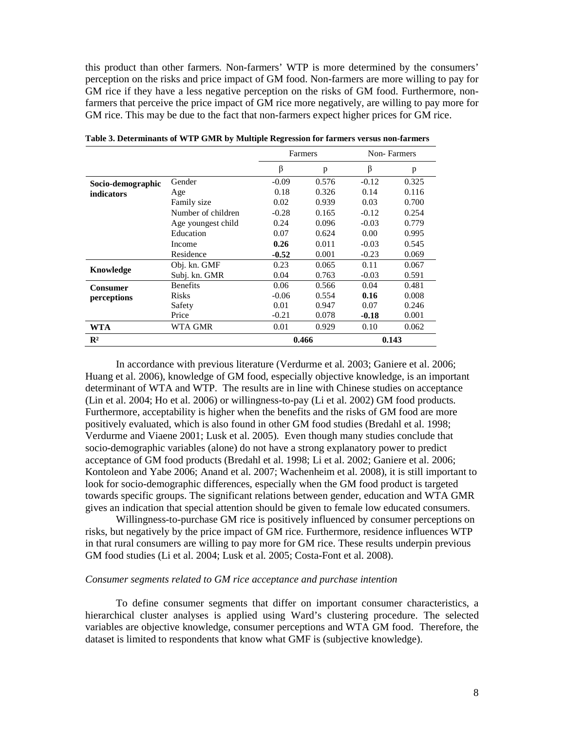this product than other farmers. Non-farmers' WTP is more determined by the consumers' perception on the risks and price impact of GM food. Non-farmers are more willing to pay for GM rice if they have a less negative perception on the risks of GM food. Furthermore, non-farmers that perceive the price impact of GM rice more negatively, are willing to pay more for GM rice. This may be due to the fact that non-farmers expect higher prices for GM rice.

**Table 3. Determinants of WTP GMR by Multiple Regression for farmers versus non-farmers**

| | | Farmers | | Non- Farmers | |
|---|---|---|---|---|---|
| | | β | p | β | p |
| **Socio-demographic indicators** | Gender | -0.09 | 0.576 | -0.12 | 0.325 |
| | Age | 0.18 | 0.326 | 0.14 | 0.116 |
| | Family size | 0.02 | 0.939 | 0.03 | 0.700 |
| | Number of children | -0.28 | 0.165 | -0.12 | 0.254 |
| | Age youngest child | 0.24 | 0.096 | -0.03 | 0.779 |
| | Education | 0.07 | 0.624 | 0.00 | 0.995 |
| | Income | **0.26** | 0.011 | -0.03 | 0.545 |
| | Residence | **-0.52** | 0.001 | -0.23 | 0.069 |
| **Knowledge** | Obj. kn. GMF | 0.23 | 0.065 | 0.11 | 0.067 |
| | Subj. kn. GMR | 0.04 | 0.763 | -0.03 | 0.591 |
| **Consumer perceptions** | Benefits | 0.06 | 0.566 | 0.04 | 0.481 |
| | Risks | -0.06 | 0.554 | **0.16** | 0.008 |
| | Safety | 0.01 | 0.947 | 0.07 | 0.246 |
| | Price | -0.21 | 0.078 | **-0.18** | 0.001 |
| **WTA** | WTA GMR | 0.01 | 0.929 | 0.10 | 0.062 |
| $R^2$ | | 0.466 | | 0.143 | |

In accordance with previous literature (Verdurme et al. 2003; Ganiere et al. 2006; Huang et al. 2006), knowledge of GM food, especially objective knowledge, is an important determinant of WTA and WTP. The results are in line with Chinese studies on acceptance (Lin et al. 2004; Ho et al. 2006) or willingness-to-pay (Li et al. 2002) GM food products. Furthermore, acceptability is higher when the benefits and the risks of GM food are more positively evaluated, which is also found in other GM food studies (Bredahl et al. 1998; Verdurme and Viaene 2001; Lusk et al. 2005). Even though many studies conclude that socio-demographic variables (alone) do not have a strong explanatory power to predict acceptance of GM food products (Bredahl et al. 1998; Li et al. 2002; Ganiere et al. 2006; Kontoleon and Yabe 2006; Anand et al. 2007; Wachenheim et al. 2008), it is still important to look for socio-demographic differences, especially when the GM food product is targeted towards specific groups. The significant relations between gender, education and WTA GMR gives an indication that special attention should be given to female low educated consumers.

Willingness-to-purchase GM rice is positively influenced by consumer perceptions on risks, but negatively by the price impact of GM rice. Furthermore, residence influences WTP in that rural consumers are willing to pay more for GM rice. These results underpin previous GM food studies (Li et al. 2004; Lusk et al. 2005; Costa-Font et al. 2008).

*Consumer segments related to GM rice acceptance and purchase intention*

To define consumer segments that differ on important consumer characteristics, a hierarchical cluster analyses is applied using Ward's clustering procedure. The selected variables are objective knowledge, consumer perceptions and WTA GM food. Therefore, the dataset is limited to respondents that know what GMF is (subjective knowledge).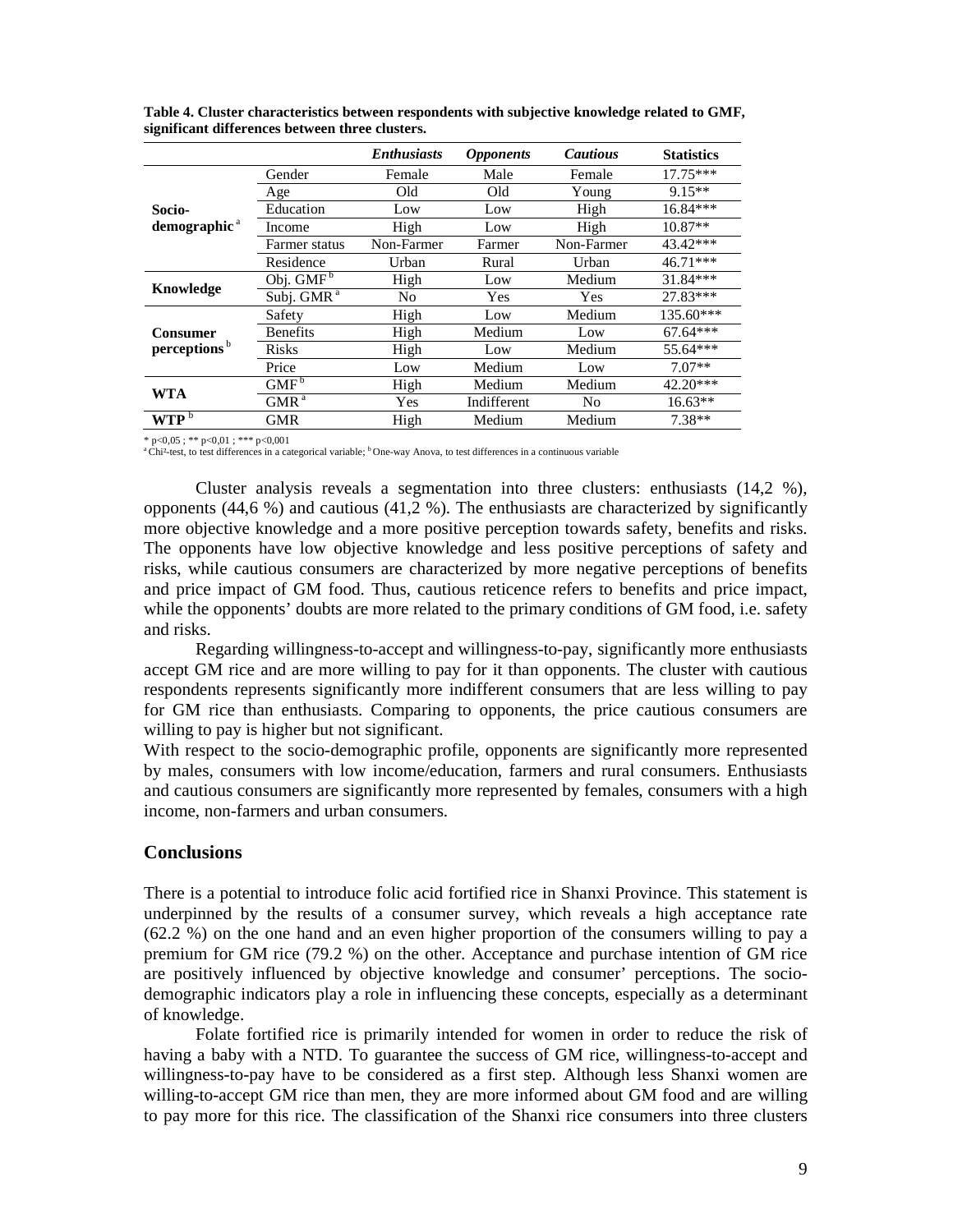**Table 4. Cluster characteristics between respondents with subjective knowledge related to GMF, significant differences between three clusters.**

| | | *Enthusiasts* | *Opponents* | *Cautious* | **Statistics** |
|---|---|---|---|---|---|
| **Socio-demographic** [a] | Gender | Female | Male | Female | 17.75*** |
| | Age | Old | Old | Young | 9.15** |
| | Education | Low | Low | High | 16.84*** |
| | Income | High | Low | High | 10.87** |
| | Farmer status | Non-Farmer | Farmer | Non-Farmer | 43.42*** |
| | Residence | Urban | Rural | Urban | 46.71*** |
| **Knowledge** | Obj. GMF [b] | High | Low | Medium | 31.84*** |
| | Subj. GMR [a] | No | Yes | Yes | 27.83*** |
| **Consumer perceptions** [b] | Safety | High | Low | Medium | 135.60*** |
| | Benefits | High | Medium | Low | 67.64*** |
| | Risks | High | Low | Medium | 55.64*** |
| | Price | Low | Medium | Low | 7.07** |
| **WTA** | GMF [b] | High | Medium | Medium | 42.20*** |
| | GMR [a] | Yes | Indifferent | No | 16.63** |
| **WTP** [b] | GMR | High | Medium | Medium | 7.38** |

* p<0,05 ; ** p<0,01 ; *** p<0,001
[a] Chi²-test, to test differences in a categorical variable; [b] One-way Anova, to test differences in a continuous variable

Cluster analysis reveals a segmentation into three clusters: enthusiasts (14,2 %), opponents (44,6 %) and cautious (41,2 %). The enthusiasts are characterized by significantly more objective knowledge and a more positive perception towards safety, benefits and risks. The opponents have low objective knowledge and less positive perceptions of safety and risks, while cautious consumers are characterized by more negative perceptions of benefits and price impact of GM food. Thus, cautious reticence refers to benefits and price impact, while the opponents' doubts are more related to the primary conditions of GM food, i.e. safety and risks.

Regarding willingness-to-accept and willingness-to-pay, significantly more enthusiasts accept GM rice and are more willing to pay for it than opponents. The cluster with cautious respondents represents significantly more indifferent consumers that are less willing to pay for GM rice than enthusiasts. Comparing to opponents, the price cautious consumers are willing to pay is higher but not significant.

With respect to the socio-demographic profile, opponents are significantly more represented by males, consumers with low income/education, farmers and rural consumers. Enthusiasts and cautious consumers are significantly more represented by females, consumers with a high income, non-farmers and urban consumers.

## Conclusions

There is a potential to introduce folic acid fortified rice in Shanxi Province. This statement is underpinned by the results of a consumer survey, which reveals a high acceptance rate (62.2 %) on the one hand and an even higher proportion of the consumers willing to pay a premium for GM rice (79.2 %) on the other. Acceptance and purchase intention of GM rice are positively influenced by objective knowledge and consumer' perceptions. The socio-demographic indicators play a role in influencing these concepts, especially as a determinant of knowledge.

Folate fortified rice is primarily intended for women in order to reduce the risk of having a baby with a NTD. To guarantee the success of GM rice, willingness-to-accept and willingness-to-pay have to be considered as a first step. Although less Shanxi women are willing-to-accept GM rice than men, they are more informed about GM food and are willing to pay more for this rice. The classification of the Shanxi rice consumers into three clusters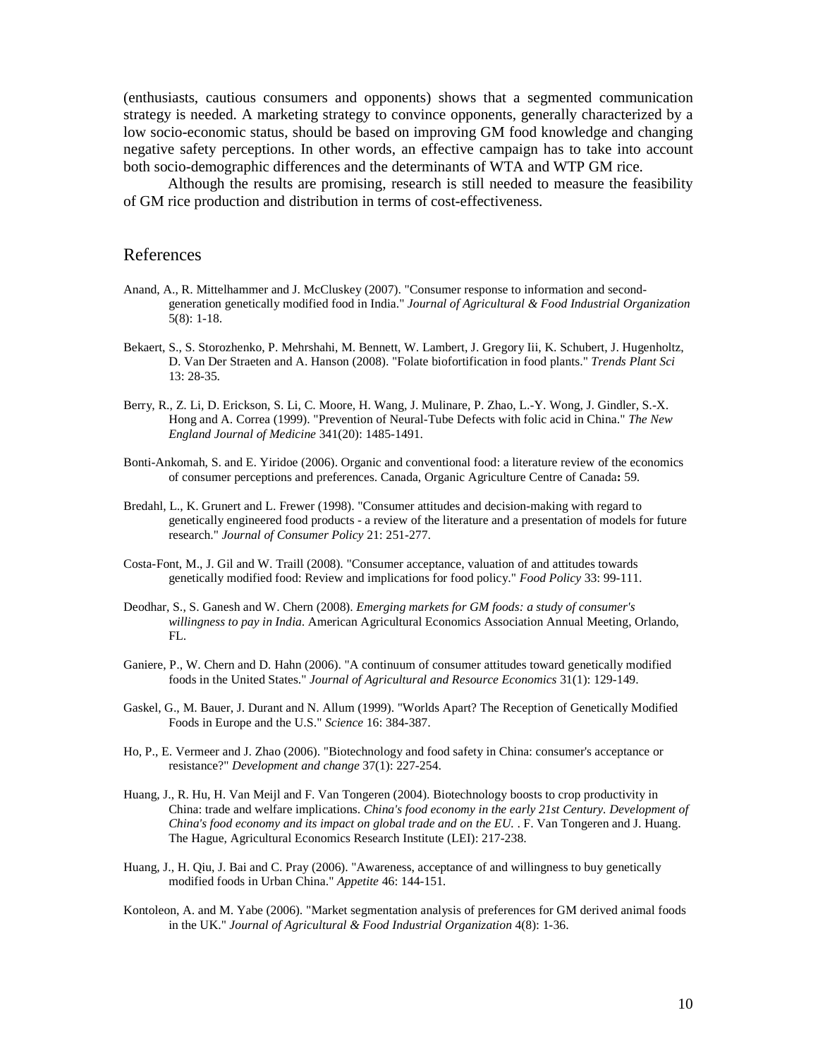(enthusiasts, cautious consumers and opponents) shows that a segmented communication strategy is needed. A marketing strategy to convince opponents, generally characterized by a low socio-economic status, should be based on improving GM food knowledge and changing negative safety perceptions. In other words, an effective campaign has to take into account both socio-demographic differences and the determinants of WTA and WTP GM rice.

Although the results are promising, research is still needed to measure the feasibility of GM rice production and distribution in terms of cost-effectiveness.

## References

Anand, A., R. Mittelhammer and J. McCluskey (2007). "Consumer response to information and second-generation genetically modified food in India." *Journal of Agricultural & Food Industrial Organization* 5(8): 1-18.

Bekaert, S., S. Storozhenko, P. Mehrshahi, M. Bennett, W. Lambert, J. Gregory Iii, K. Schubert, J. Hugenholtz, D. Van Der Straeten and A. Hanson (2008). "Folate biofortification in food plants." *Trends Plant Sci* 13: 28-35.

Berry, R., Z. Li, D. Erickson, S. Li, C. Moore, H. Wang, J. Mulinare, P. Zhao, L.-Y. Wong, J. Gindler, S.-X. Hong and A. Correa (1999). "Prevention of Neural-Tube Defects with folic acid in China." *The New England Journal of Medicine* 341(20): 1485-1491.

Bonti-Ankomah, S. and E. Yiridoe (2006). Organic and conventional food: a literature review of the economics of consumer perceptions and preferences. Canada, Organic Agriculture Centre of Canada**:** 59.

Bredahl, L., K. Grunert and L. Frewer (1998). "Consumer attitudes and decision-making with regard to genetically engineered food products - a review of the literature and a presentation of models for future research." *Journal of Consumer Policy* 21: 251-277.

Costa-Font, M., J. Gil and W. Traill (2008). "Consumer acceptance, valuation of and attitudes towards genetically modified food: Review and implications for food policy." *Food Policy* 33: 99-111.

Deodhar, S., S. Ganesh and W. Chern (2008). *Emerging markets for GM foods: a study of consumer's willingness to pay in India*. American Agricultural Economics Association Annual Meeting, Orlando, FL.

Ganiere, P., W. Chern and D. Hahn (2006). "A continuum of consumer attitudes toward genetically modified foods in the United States." *Journal of Agricultural and Resource Economics* 31(1): 129-149.

Gaskel, G., M. Bauer, J. Durant and N. Allum (1999). "Worlds Apart? The Reception of Genetically Modified Foods in Europe and the U.S." *Science* 16: 384-387.

Ho, P., E. Vermeer and J. Zhao (2006). "Biotechnology and food safety in China: consumer's acceptance or resistance?" *Development and change* 37(1): 227-254.

Huang, J., R. Hu, H. Van Meijl and F. Van Tongeren (2004). Biotechnology boosts to crop productivity in China: trade and welfare implications. *China's food economy in the early 21st Century. Development of China's food economy and its impact on global trade and on the EU.* . F. Van Tongeren and J. Huang. The Hague, Agricultural Economics Research Institute (LEI): 217-238.

Huang, J., H. Qiu, J. Bai and C. Pray (2006). "Awareness, acceptance of and willingness to buy genetically modified foods in Urban China." *Appetite* 46: 144-151.

Kontoleon, A. and M. Yabe (2006). "Market segmentation analysis of preferences for GM derived animal foods in the UK." *Journal of Agricultural & Food Industrial Organization* 4(8): 1-36.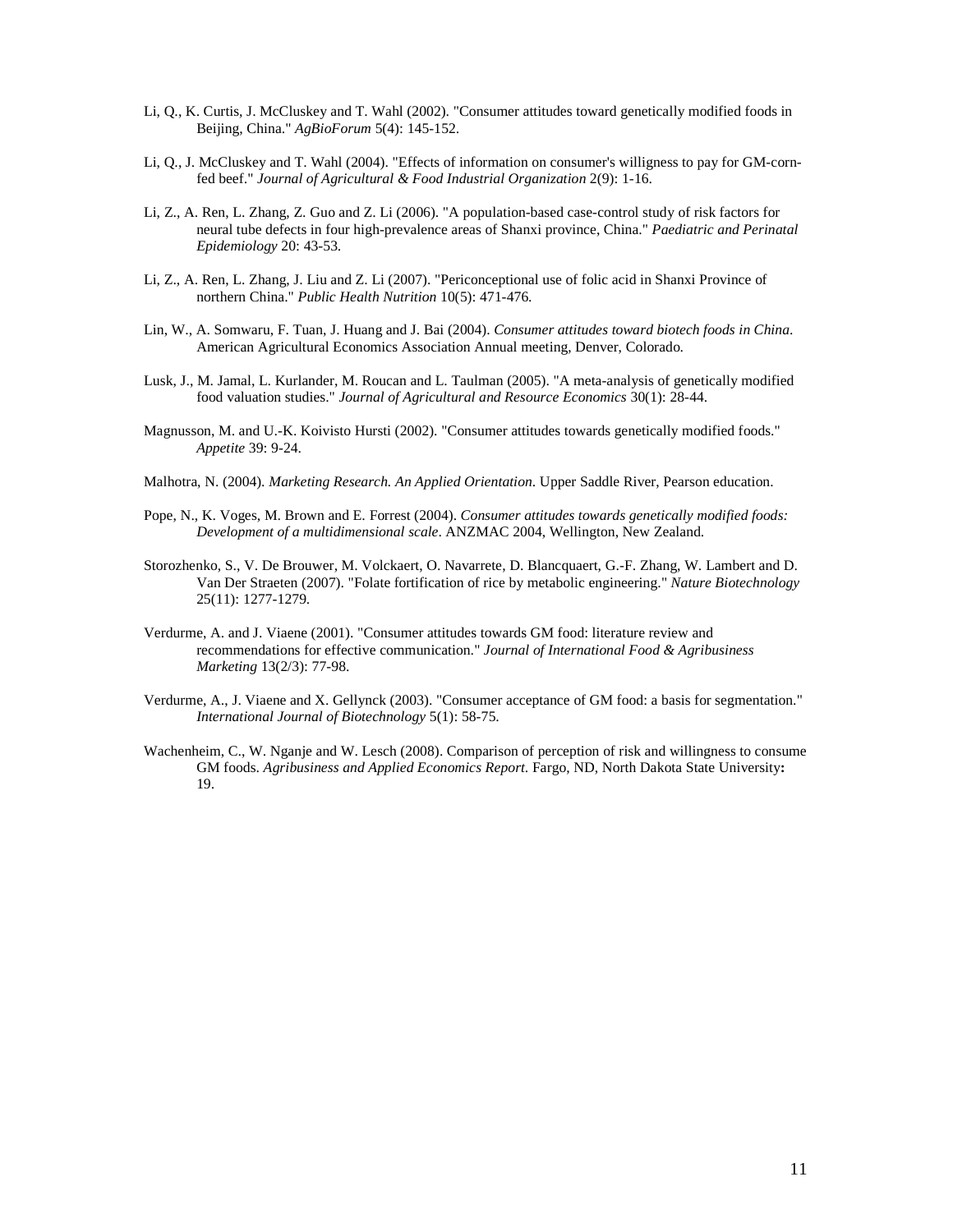Li, Q., K. Curtis, J. McCluskey and T. Wahl (2002). "Consumer attitudes toward genetically modified foods in Beijing, China." *AgBioForum* 5(4): 145-152.

Li, Q., J. McCluskey and T. Wahl (2004). "Effects of information on consumer's willigness to pay for GM-corn-fed beef." *Journal of Agricultural & Food Industrial Organization* 2(9): 1-16.

Li, Z., A. Ren, L. Zhang, Z. Guo and Z. Li (2006). "A population-based case-control study of risk factors for neural tube defects in four high-prevalence areas of Shanxi province, China." *Paediatric and Perinatal Epidemiology* 20: 43-53.

Li, Z., A. Ren, L. Zhang, J. Liu and Z. Li (2007). "Periconceptional use of folic acid in Shanxi Province of northern China." *Public Health Nutrition* 10(5): 471-476.

Lin, W., A. Somwaru, F. Tuan, J. Huang and J. Bai (2004). *Consumer attitudes toward biotech foods in China*. American Agricultural Economics Association Annual meeting, Denver, Colorado.

Lusk, J., M. Jamal, L. Kurlander, M. Roucan and L. Taulman (2005). "A meta-analysis of genetically modified food valuation studies." *Journal of Agricultural and Resource Economics* 30(1): 28-44.

Magnusson, M. and U.-K. Koivisto Hursti (2002). "Consumer attitudes towards genetically modified foods." *Appetite* 39: 9-24.

Malhotra, N. (2004). *Marketing Research. An Applied Orientation*. Upper Saddle River, Pearson education.

Pope, N., K. Voges, M. Brown and E. Forrest (2004). *Consumer attitudes towards genetically modified foods: Development of a multidimensional scale*. ANZMAC 2004, Wellington, New Zealand.

Storozhenko, S., V. De Brouwer, M. Volckaert, O. Navarrete, D. Blancquaert, G.-F. Zhang, W. Lambert and D. Van Der Straeten (2007). "Folate fortification of rice by metabolic engineering." *Nature Biotechnology* 25(11): 1277-1279.

Verdurme, A. and J. Viaene (2001). "Consumer attitudes towards GM food: literature review and recommendations for effective communication." *Journal of International Food & Agribusiness Marketing* 13(2/3): 77-98.

Verdurme, A., J. Viaene and X. Gellynck (2003). "Consumer acceptance of GM food: a basis for segmentation." *International Journal of Biotechnology* 5(1): 58-75.

Wachenheim, C., W. Nganje and W. Lesch (2008). Comparison of perception of risk and willingness to consume GM foods. *Agribusiness and Applied Economics Report*. Fargo, ND, North Dakota State University**:** 19.